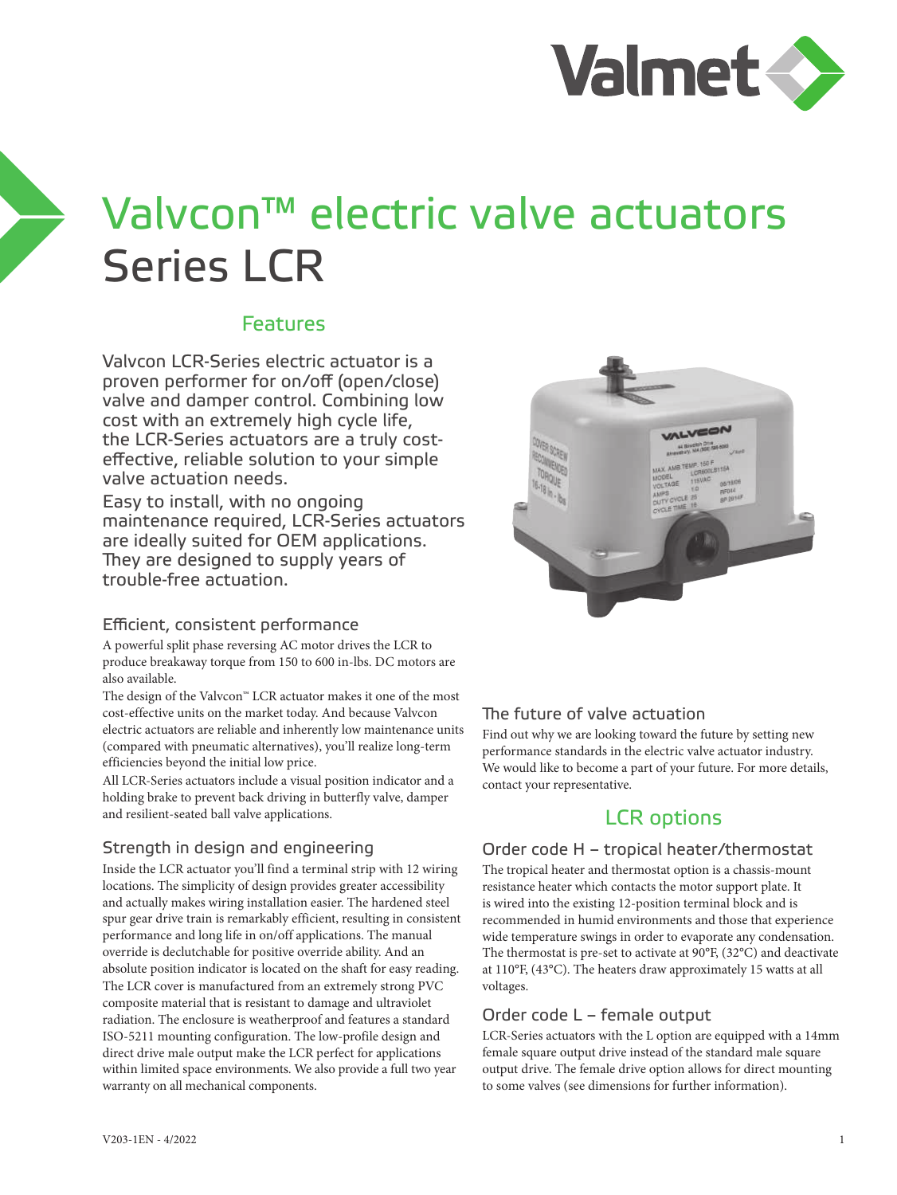# Valvcon™ electric valve actuators Series LCR

## Features

Valvcon LCR-Series electric actuator is a proven performer for on/off (open/close) valve and damper control. Combining low cost with an extremely high cycle life, the LCR-Series actuators are a truly cost-effective, reliable solution to your simple valve actuation needs.

Easy to install, with no ongoing maintenance required, LCR-Series actuators are ideally suited for OEM applications. They are designed to supply years of trouble-free actuation.

### Efficient, consistent performance

A powerful split phase reversing AC motor drives the LCR to produce breakaway torque from 150 to 600 in-lbs. DC motors are also available.

The design of the Valvcon™ LCR actuator makes it one of the most cost-effective units on the market today. And because Valvcon electric actuators are reliable and inherently low maintenance units (compared with pneumatic alternatives), you'll realize long-term efficiencies beyond the initial low price.

All LCR-Series actuators include a visual position indicator and a holding brake to prevent back driving in butterfly valve, damper and resilient-seated ball valve applications.

### Strength in design and engineering

Inside the LCR actuator you'll find a terminal strip with 12 wiring locations. The simplicity of design provides greater accessibility and actually makes wiring installation easier. The hardened steel spur gear drive train is remarkably efficient, resulting in consistent performance and long life in on/off applications. The manual override is declutchable for positive override ability. And an absolute position indicator is located on the shaft for easy reading. The LCR cover is manufactured from an extremely strong PVC composite material that is resistant to damage and ultraviolet radiation. The enclosure is weatherproof and features a standard ISO-5211 mounting configuration. The low-profile design and direct drive male output make the LCR perfect for applications within limited space environments. We also provide a full two year warranty on all mechanical components.

### The future of valve actuation

Find out why we are looking toward the future by setting new performance standards in the electric valve actuator industry. We would like to become a part of your future. For more details, contact your representative.

## LCR options

### Order code H – tropical heater/thermostat

The tropical heater and thermostat option is a chassis-mount resistance heater which contacts the motor support plate. It is wired into the existing 12-position terminal block and is recommended in humid environments and those that experience wide temperature swings in order to evaporate any condensation. The thermostat is pre-set to activate at 90°F, (32°C) and deactivate at 110°F, (43°C). The heaters draw approximately 15 watts at all voltages.

### Order code L – female output

LCR-Series actuators with the L option are equipped with a 14mm female square output drive instead of the standard male square output drive. The female drive option allows for direct mounting to some valves (see dimensions for further information).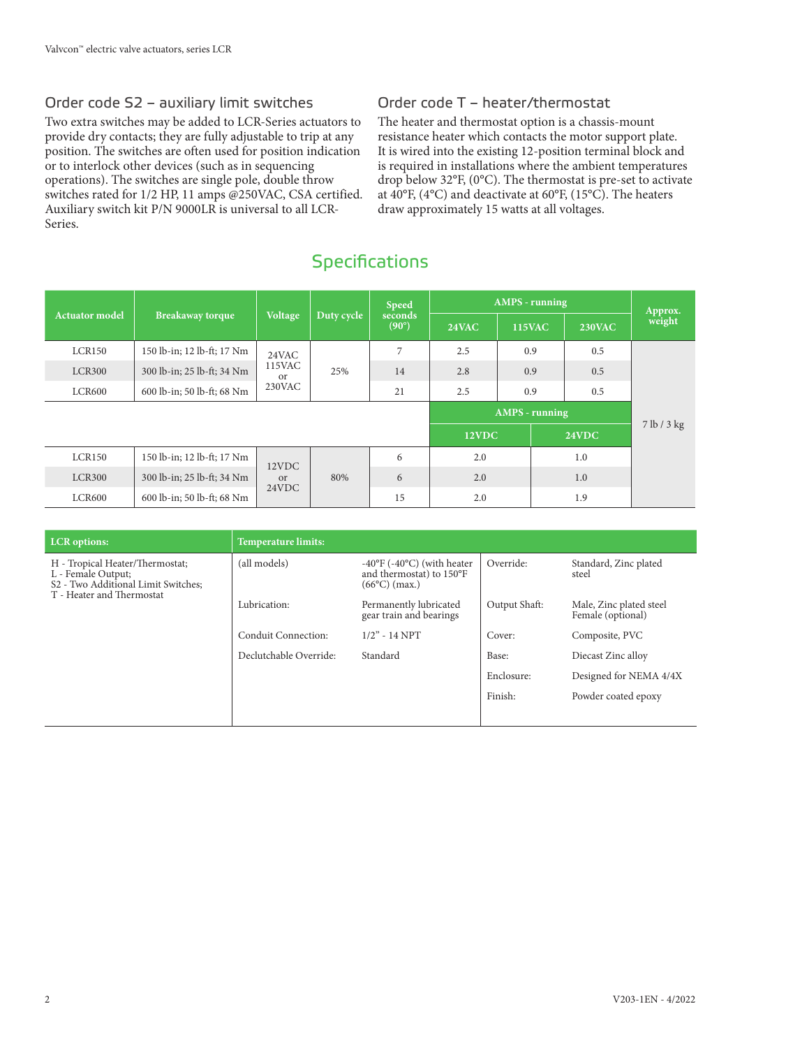## Order code S2 – auxiliary limit switches

Two extra switches may be added to LCR-Series actuators to provide dry contacts; they are fully adjustable to trip at any position. The switches are often used for position indication or to interlock other devices (such as in sequencing operations). The switches are single pole, double throw switches rated for 1/2 HP, 11 amps @250VAC, CSA certified. Auxiliary switch kit P/N 9000LR is universal to all LCR-Series.

## Order code T – heater/thermostat

The heater and thermostat option is a chassis-mount resistance heater which contacts the motor support plate. It is wired into the existing 12-position terminal block and is required in installations where the ambient temperatures drop below 32°F, (0°C). The thermostat is pre-set to activate at 40°F, (4°C) and deactivate at 60°F, (15°C). The heaters draw approximately 15 watts at all voltages.

# Specifications

| Actuator model | Breakaway torque | Voltage | Duty cycle | Speed seconds (90°) | AMPS - running | | | Approx. weight |
|---|---|---|---|---|---|---|---|---|
| | | | | | 24VAC | 115VAC | 230VAC | |
| LCR150 | 150 lb-in; 12 lb-ft; 17 Nm | 24VAC 115VAC or 230VAC | 25% | 7 | 2.5 | 0.9 | 0.5 | 7 lb / 3 kg |
| LCR300 | 300 lb-in; 25 lb-ft; 34 Nm | | | 14 | 2.8 | 0.9 | 0.5 | |
| LCR600 | 600 lb-in; 50 lb-ft; 68 Nm | | | 21 | 2.5 | 0.9 | 0.5 | |
| | | | | | AMPS - running | | | |
| | | | | | 12VDC | | 24VDC | |
| LCR150 | 150 lb-in; 12 lb-ft; 17 Nm | 12VDC or 24VDC | 80% | 6 | 2.0 | | 1.0 | |
| LCR300 | 300 lb-in; 25 lb-ft; 34 Nm | | | 6 | 2.0 | | 1.0 | |
| LCR600 | 600 lb-in; 50 lb-ft; 68 Nm | | | 15 | 2.0 | | 1.9 | |

| LCR options: | Temperature limits: | | | |
|---|---|---|---|---|
| H - Tropical Heater/Thermostat; L - Female Output; S2 - Two Additional Limit Switches; T - Heater and Thermostat | (all models) | -40°F (-40°C) (with heater and thermostat) to 150°F (66°C) (max.) | Override: | Standard, Zinc plated steel |
| | Lubrication: | Permanently lubricated gear train and bearings | Output Shaft: | Male, Zinc plated steel Female (optional) |
| | Conduit Connection: | 1/2" - 14 NPT | Cover: | Composite, PVC |
| | Declutchable Override: | Standard | Base: | Diecast Zinc alloy |
| | | | Enclosure: | Designed for NEMA 4/4X |
| | | | Finish: | Powder coated epoxy |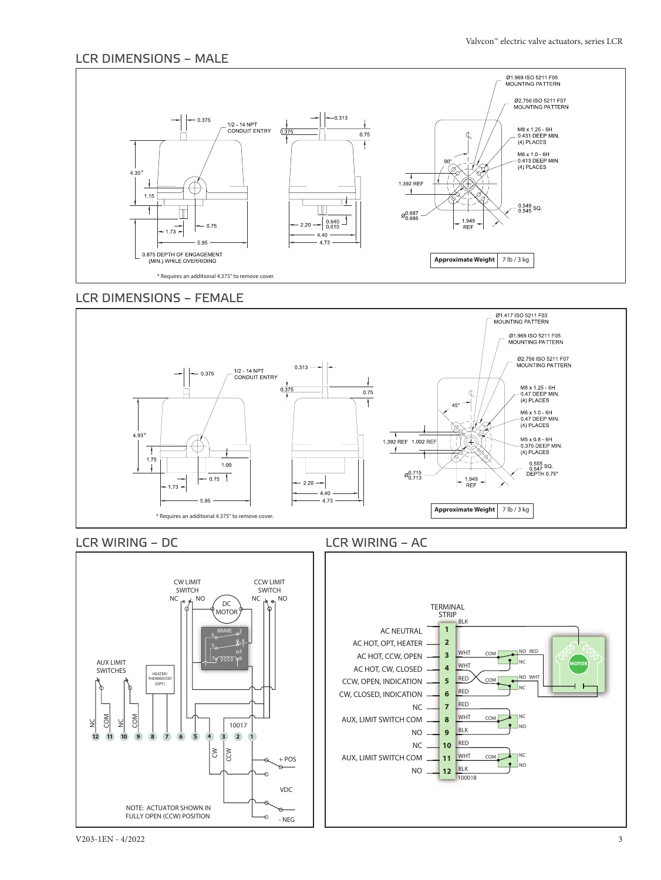## LCR DIMENSIONS – MALE

0.375

1/2 - 14 NPT CONDUIT ENTRY

4.30*

1.15

1.73

0.75

5.95

0.875 DEPTH OF ENGAGEMENT (MIN.) WHILE OVERRIDING

0.313

0.375

0.75

2.20

0.640 / 0.610

4.40

4.73

Ø1.969 ISO 5211 F05 MOUNTING PATTERN

Ø2.756 ISO 5211 F07 MOUNTING PATTERN

M8 x 1.25 - 6H 0.431 DEEP MIN. (4) PLACES

M6 x 1.0 - 6H 0.413 DEEP MIN. (4) PLACES

90°

1.392 REF

Ø0.687 / 0.686

1.949 REF

0.549 / 0.545 SQ.

| Approximate Weight | 7 lb / 3 kg |
|---|---|

* Requires an additional 4.375" to remove cover.

## LCR DIMENSIONS – FEMALE

0.375

1/2 - 14 NPT CONDUIT ENTRY

4.93*

1.75

1.00

0.75

1.73

5.95

0.313

0.375

0.75

2.20

4.40

4.73

Ø1.417 ISO 5211 F03 MOUNTING PATTERN

Ø1.969 ISO 5211 F05 MOUNTING PATTERN

Ø2.756 ISO 5211 F07 MOUNTING PATTERN

M8 x 1.25 - 6H 0.47 DEEP MIN. (4) PLACES

M6 x 1.0 - 6H 0.47 DEEP MIN. (4) PLACES

M5 x 0.8 - 6H 0.375 DEEP MIN. (4) PLACES

45°

1.392 REF 1.002 REF

Ø0.715 / 0.713

1.949 REF

0.555 / 0.547 SQ. DEPTH 0.75"

| Approximate Weight | 7 lb / 3 kg |
|---|---|

* Requires an additional 4.375" to remove cover.

## LCR WIRING – DC

CW LIMIT SWITCH NC NO

CCW LIMIT SWITCH NC NO

DC MOTOR

BRAKE 2 4 3 5 6 7 8

AUX LIMIT SWITCHES

HEATER/ THERMOSTAT (OPT)

NC COM NC COM

12 11 10 9 8 7 6 5 4 3 2 1

10017

CW CCW

+ POS

VDC

- NEG

NOTE: ACTUATOR SHOWN IN FULLY OPEN (CCW) POSITION

## LCR WIRING – AC

TERMINAL STRIP

| Terminal | Function | Wire |
|---|---|---|
| 1 | AC NEUTRAL | BLK |
| 2 | AC HOT, OPT, HEATER | |
| 3 | AC HOT, CCW, OPEN | WHT |
| 4 | AC HOT, CW, CLOSED | WHT |
| 5 | CCW, OPEN, INDICATION | RED |
| 6 | CW, CLOSED, INDICATION | RED |
| 7 | NC | RED |
| 8 | AUX, LIMIT SWITCH COM | WHT |
| 9 | NO | BLK |
| 10 | NC | RED |
| 11 | AUX, LIMIT SWITCH COM | WHT |
| 12 | NO | BLK |

COM NO RED NC

COM NO WHT NC

COM NC NO

COM NC NO

MOTOR

100018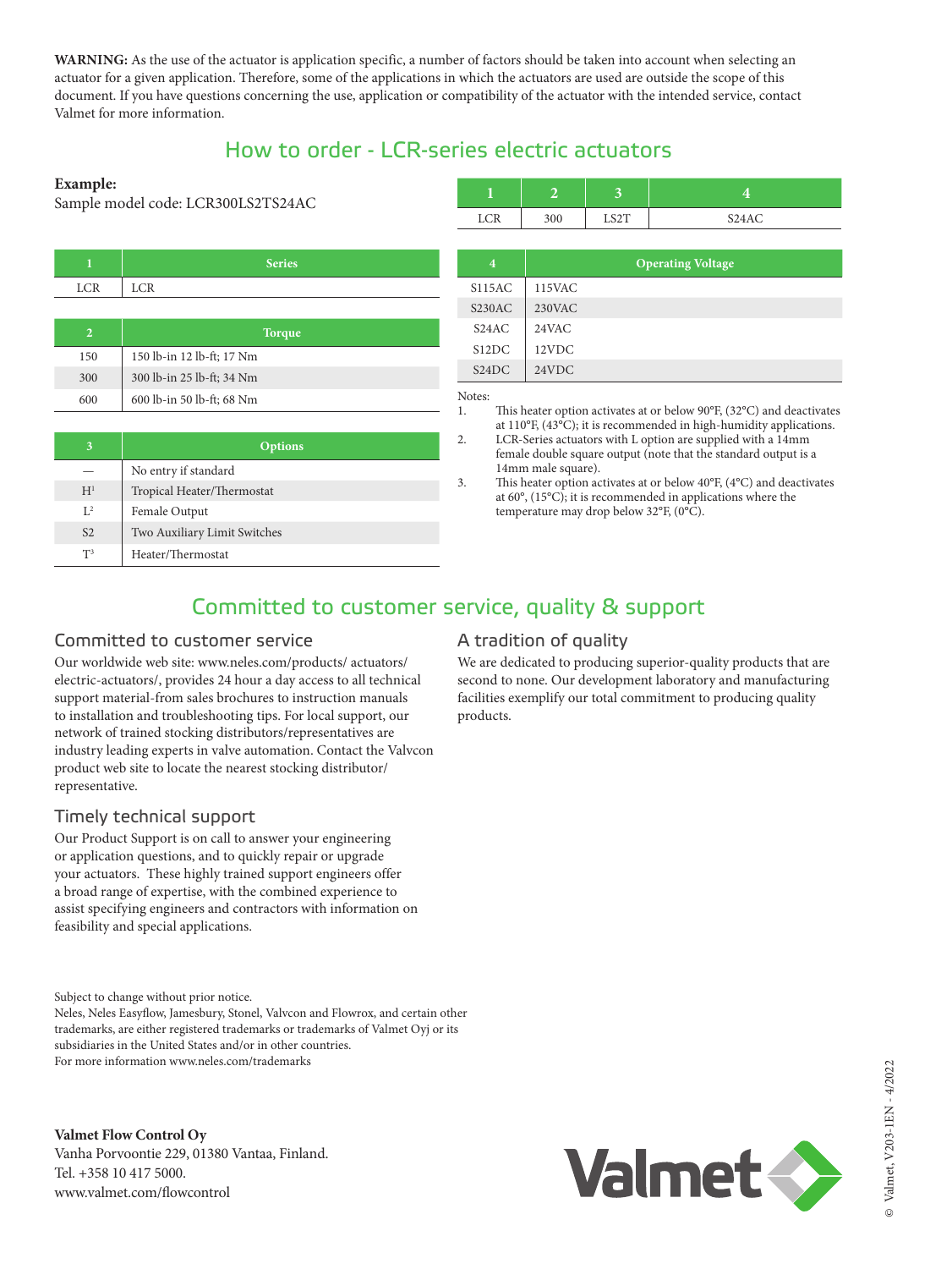**WARNING:** As the use of the actuator is application specific, a number of factors should be taken into account when selecting an actuator for a given application. Therefore, some of the applications in which the actuators are used are outside the scope of this document. If you have questions concerning the use, application or compatibility of the actuator with the intended service, contact Valmet for more information.

## How to order - LCR-series electric actuators

**Example:**
Sample model code: LCR300LS2TS24AC

| 1 | 2 | 3 | 4 |
|---|---|---|---|
| LCR | 300 | LS2T | S24AC |

| 1 | Series |
|---|---|
| LCR | LCR |

| 2 | Torque |
|---|---|
| 150 | 150 lb-in 12 lb-ft; 17 Nm |
| 300 | 300 lb-in 25 lb-ft; 34 Nm |
| 600 | 600 lb-in 50 lb-ft; 68 Nm |

| 3 | Options |
|---|---|
| — | No entry if standard |
| H[1] | Tropical Heater/Thermostat |
| L[2] | Female Output |
| S2 | Two Auxiliary Limit Switches |
| T[3] | Heater/Thermostat |

| 4 | Operating Voltage |
|---|---|
| S115AC | 115VAC |
| S230AC | 230VAC |
| S24AC | 24VAC |
| S12DC | 12VDC |
| S24DC | 24VDC |

Notes:

1. This heater option activates at or below 90°F, (32°C) and deactivates at 110°F, (43°C); it is recommended in high-humidity applications.
2. LCR-Series actuators with L option are supplied with a 14mm female double square output (note that the standard output is a 14mm male square).
3. This heater option activates at or below 40°F, (4°C) and deactivates at 60°, (15°C); it is recommended in applications where the temperature may drop below 32°F, (0°C).

## Committed to customer service, quality & support

### Committed to customer service

Our worldwide web site: www.neles.com/products/ actuators/ electric-actuators/, provides 24 hour a day access to all technical support material-from sales brochures to instruction manuals to installation and troubleshooting tips. For local support, our network of trained stocking distributors/representatives are industry leading experts in valve automation. Contact the Valvcon product web site to locate the nearest stocking distributor/ representative.

### Timely technical support

Our Product Support is on call to answer your engineering or application questions, and to quickly repair or upgrade your actuators. These highly trained support engineers offer a broad range of expertise, with the combined experience to assist specifying engineers and contractors with information on feasibility and special applications.

### A tradition of quality

We are dedicated to producing superior-quality products that are second to none. Our development laboratory and manufacturing facilities exemplify our total commitment to producing quality products.

Subject to change without prior notice.
Neles, Neles Easyflow, Jamesbury, Stonel, Valvcon and Flowrox, and certain other trademarks, are either registered trademarks or trademarks of Valmet Oyj or its subsidiaries in the United States and/or in other countries.
For more information www.neles.com/trademarks

**Valmet Flow Control Oy**
Vanha Porvoontie 229, 01380 Vantaa, Finland.
Tel. +358 10 417 5000.
www.valmet.com/flowcontrol

© Valmet, V203-1EN - 4/2022